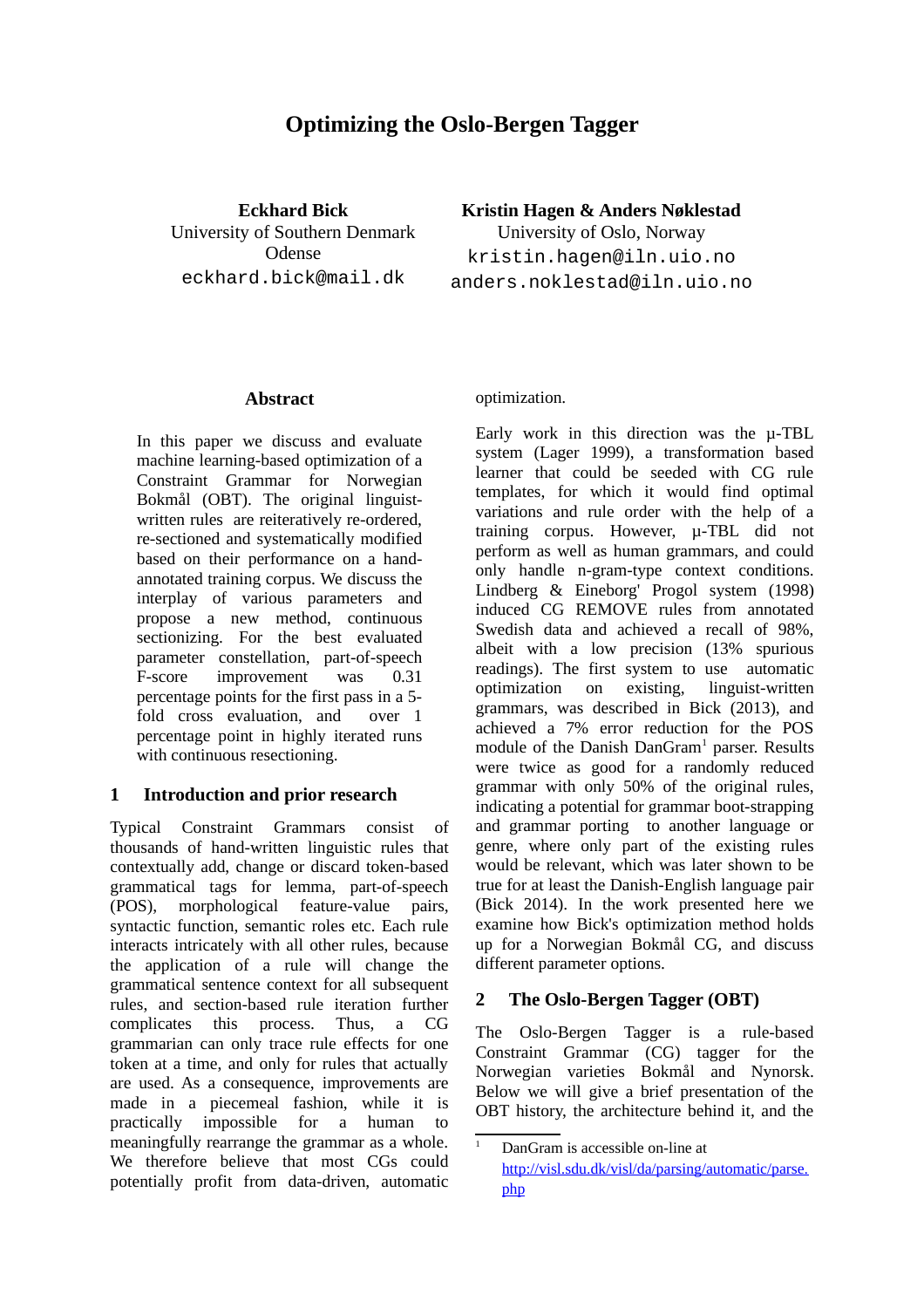# Optimizing the Oslo-Bergen Tagger

**Eckhard Bick**
University of Southern Denmark
Odense
eckhard.bick@mail.dk

**Kristin Hagen & Anders Nøklestad**
University of Oslo, Norway
kristin.hagen@iln.uio.no
anders.noklestad@iln.uio.no

## Abstract

In this paper we discuss and evaluate machine learning-based optimization of a Constraint Grammar for Norwegian Bokmål (OBT). The original linguist-written rules are reiteratively re-ordered, re-sectioned and systematically modified based on their performance on a hand-annotated training corpus. We discuss the interplay of various parameters and propose a new method, continuous sectioning. For the best evaluated parameter constellation, part-of-speech F-score improvement was 0.31 percentage points for the first pass in a 5-fold cross evaluation, and over 1 percentage point in highly iterated runs with continuous resectioning.

## 1 Introduction and prior research

Typical Constraint Grammars consist of thousands of hand-written linguistic rules that contextually add, change or discard token-based grammatical tags for lemma, part-of-speech (POS), morphological feature-value pairs, syntactic function, semantic roles etc. Each rule interacts intricately with all other rules, because the application of a rule will change the grammatical sentence context for all subsequent rules, and section-based rule iteration further complicates this process. Thus, a CG grammarian can only trace rule effects for one token at a time, and only for rules that actually are used. As a consequence, improvements are made in a piecemeal fashion, while it is practically impossible for a human to meaningfully rearrange the grammar as a whole. We therefore believe that most CGs could potentially profit from data-driven, automatic optimization.

Early work in this direction was the µ-TBL system (Lager 1999), a transformation based learner that could be seeded with CG rule templates, for which it would find optimal variations and rule order with the help of a training corpus. However, µ-TBL did not perform as well as human grammars, and could only handle n-gram-type context conditions. Lindberg & Eineborg' Progol system (1998) induced CG REMOVE rules from annotated Swedish data and achieved a recall of 98%, albeit with a low precision (13% spurious readings). The first system to use automatic optimization on existing, linguist-written grammars, was described in Bick (2013), and achieved a 7% error reduction for the POS module of the Danish DanGram[1] parser. Results were twice as good for a randomly reduced grammar with only 50% of the original rules, indicating a potential for grammar boot-strapping and grammar porting to another language or genre, where only part of the existing rules would be relevant, which was later shown to be true for at least the Danish-English language pair (Bick 2014). In the work presented here we examine how Bick's optimization method holds up for a Norwegian Bokmål CG, and discuss different parameter options.

## 2 The Oslo-Bergen Tagger (OBT)

The Oslo-Bergen Tagger is a rule-based Constraint Grammar (CG) tagger for the Norwegian varieties Bokmål and Nynorsk. Below we will give a brief presentation of the OBT history, the architecture behind it, and the

[1] DanGram is accessible on-line at http://visl.sdu.dk/visl/da/parsing/automatic/parse.php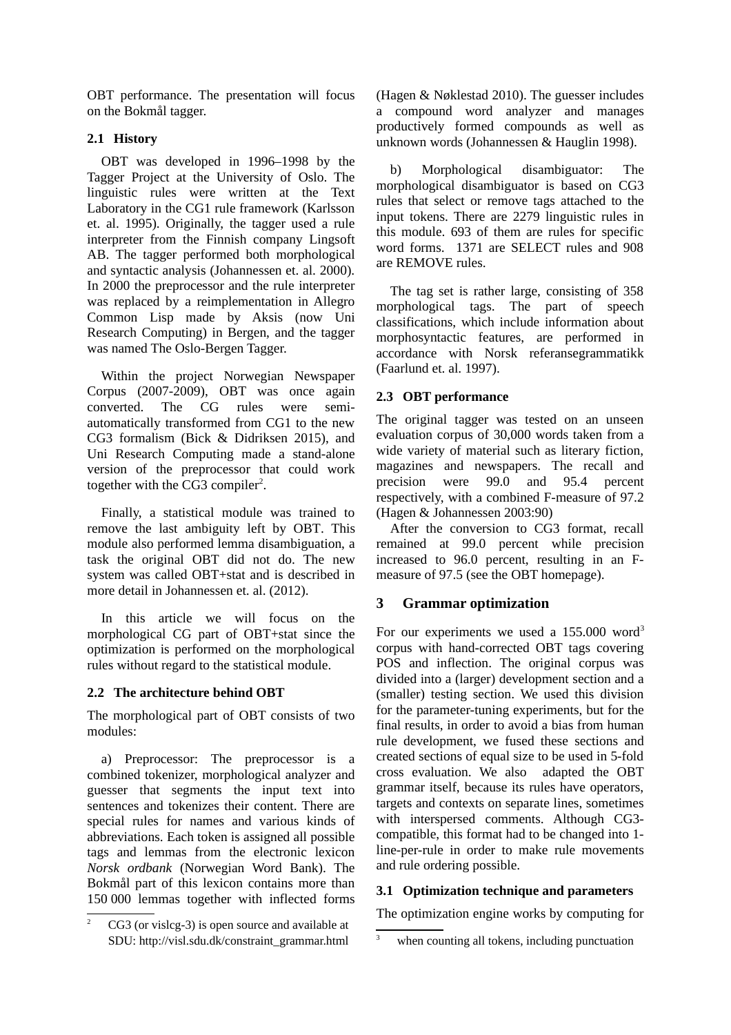OBT performance. The presentation will focus on the Bokmål tagger.

### 2.1 History

OBT was developed in 1996–1998 by the Tagger Project at the University of Oslo. The linguistic rules were written at the Text Laboratory in the CG1 rule framework (Karlsson et. al. 1995). Originally, the tagger used a rule interpreter from the Finnish company Lingsoft AB. The tagger performed both morphological and syntactic analysis (Johannessen et. al. 2000). In 2000 the preprocessor and the rule interpreter was replaced by a reimplementation in Allegro Common Lisp made by Aksis (now Uni Research Computing) in Bergen, and the tagger was named The Oslo-Bergen Tagger.

Within the project Norwegian Newspaper Corpus (2007-2009), OBT was once again converted. The CG rules were semi-automatically transformed from CG1 to the new CG3 formalism (Bick & Didriksen 2015), and Uni Research Computing made a stand-alone version of the preprocessor that could work together with the CG3 compiler[2].

Finally, a statistical module was trained to remove the last ambiguity left by OBT. This module also performed lemma disambiguation, a task the original OBT did not do. The new system was called OBT+stat and is described in more detail in Johannessen et. al. (2012).

In this article we will focus on the morphological CG part of OBT+stat since the optimization is performed on the morphological rules without regard to the statistical module.

### 2.2 The architecture behind OBT

The morphological part of OBT consists of two modules:

a) Preprocessor: The preprocessor is a combined tokenizer, morphological analyzer and guesser that segments the input text into sentences and tokenizes their content. There are special rules for names and various kinds of abbreviations. Each token is assigned all possible tags and lemmas from the electronic lexicon *Norsk ordbank* (Norwegian Word Bank). The Bokmål part of this lexicon contains more than 150 000 lemmas together with inflected forms (Hagen & Nøklestad 2010). The guesser includes a compound word analyzer and manages productively formed compounds as well as unknown words (Johannessen & Hauglin 1998).

b) Morphological disambiguator: The morphological disambiguator is based on CG3 rules that select or remove tags attached to the input tokens. There are 2279 linguistic rules in this module. 693 of them are rules for specific word forms. 1371 are SELECT rules and 908 are REMOVE rules.

The tag set is rather large, consisting of 358 morphological tags. The part of speech classifications, which include information about morphosyntactic features, are performed in accordance with Norsk referansegrammatikk (Faarlund et. al. 1997).

### 2.3 OBT performance

The original tagger was tested on an unseen evaluation corpus of 30,000 words taken from a wide variety of material such as literary fiction, magazines and newspapers. The recall and precision were 99.0 and 95.4 percent respectively, with a combined F-measure of 97.2 (Hagen & Johannessen 2003:90)

After the conversion to CG3 format, recall remained at 99.0 percent while precision increased to 96.0 percent, resulting in an F-measure of 97.5 (see the OBT homepage).

## 3 Grammar optimization

For our experiments we used a 155.000 word[3] corpus with hand-corrected OBT tags covering POS and inflection. The original corpus was divided into a (larger) development section and a (smaller) testing section. We used this division for the parameter-tuning experiments, but for the final results, in order to avoid a bias from human rule development, we fused these sections and created sections of equal size to be used in 5-fold cross evaluation. We also adapted the OBT grammar itself, because its rules have operators, targets and contexts on separate lines, sometimes with interspersed comments. Although CG3-compatible, this format had to be changed into 1-line-per-rule in order to make rule movements and rule ordering possible.

### 3.1 Optimization technique and parameters

The optimization engine works by computing for

[2] CG3 (or vislcg-3) is open source and available at SDU: http://visl.sdu.dk/constraint_grammar.html

[3] when counting all tokens, including punctuation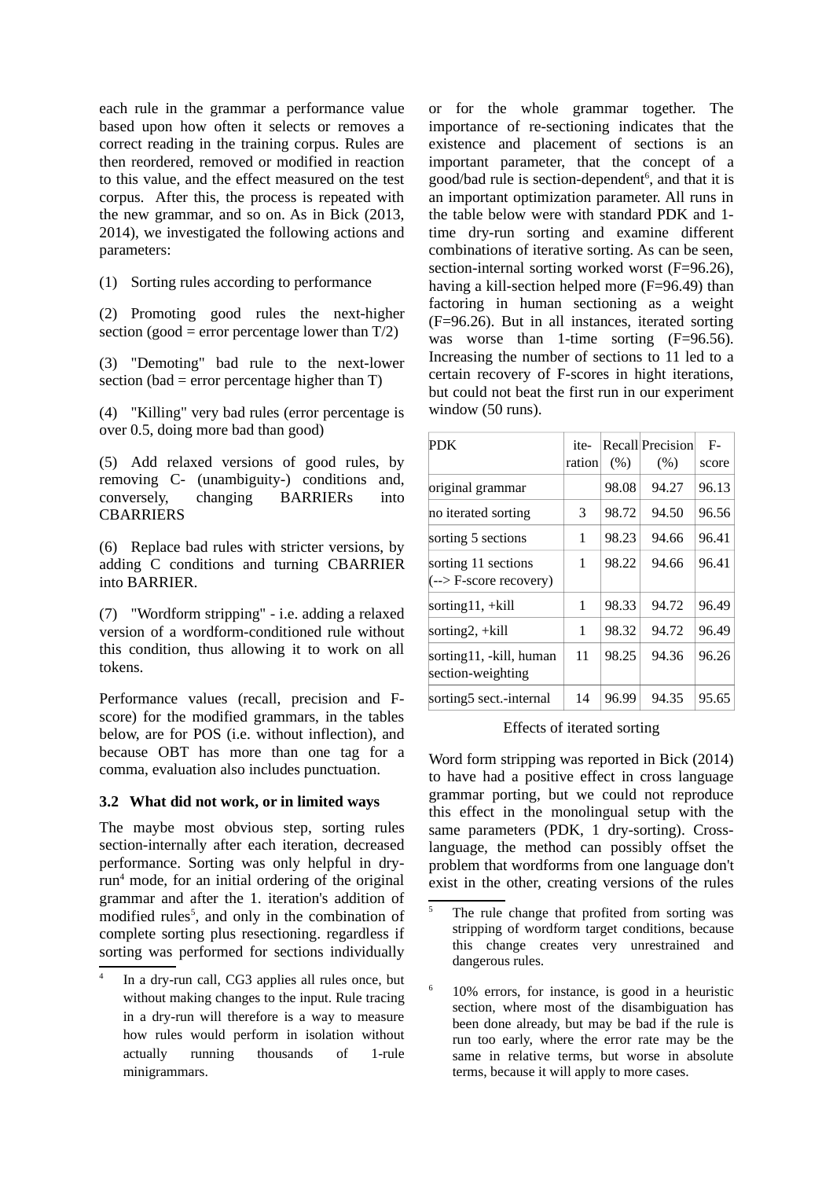each rule in the grammar a performance value based upon how often it selects or removes a correct reading in the training corpus. Rules are then reordered, removed or modified in reaction to this value, and the effect measured on the test corpus. After this, the process is repeated with the new grammar, and so on. As in Bick (2013, 2014), we investigated the following actions and parameters:

(1) Sorting rules according to performance

(2) Promoting good rules the next-higher section (good = error percentage lower than T/2)

(3) "Demoting" bad rule to the next-lower section (bad = error percentage higher than T)

(4) "Killing" very bad rules (error percentage is over 0.5, doing more bad than good)

(5) Add relaxed versions of good rules, by removing C- (unambiguity-) conditions and, conversely, changing BARRIERs into CBARRIERS

(6) Replace bad rules with stricter versions, by adding C conditions and turning CBARRIER into BARRIER.

(7) "Wordform stripping" - i.e. adding a relaxed version of a wordform-conditioned rule without this condition, thus allowing it to work on all tokens.

Performance values (recall, precision and F-score) for the modified grammars, in the tables below, are for POS (i.e. without inflection), and because OBT has more than one tag for a comma, evaluation also includes punctuation.

### 3.2 What did not work, or in limited ways

The maybe most obvious step, sorting rules section-internally after each iteration, decreased performance. Sorting was only helpful in dry-run[4] mode, for an initial ordering of the original grammar and after the 1. iteration's addition of modified rules[5], and only in the combination of complete sorting plus resectioning. regardless if sorting was performed for sections individually or for the whole grammar together. The importance of re-sectioning indicates that the existence and placement of sections is an important parameter, that the concept of a good/bad rule is section-dependent[6], and that it is an important optimization parameter. All runs in the table below were with standard PDK and 1-time dry-run sorting and examine different combinations of iterative sorting. As can be seen, section-internal sorting worked worst (F=96.26), having a kill-section helped more (F=96.49) than factoring in human sectioning as a weight (F=96.26). But in all instances, iterated sorting was worse than 1-time sorting (F=96.56). Increasing the number of sections to 11 led to a certain recovery of F-scores in hight iterations, but could not beat the first run in our experiment window (50 runs).

| PDK | ite-ration | Recall (%) | Precision (%) | F-score |
|---|---|---|---|---|
| original grammar | | 98.08 | 94.27 | 96.13 |
| no iterated sorting | 3 | 98.72 | 94.50 | 96.56 |
| sorting 5 sections | 1 | 98.23 | 94.66 | 96.41 |
| sorting 11 sections (--> F-score recovery) | 1 | 98.22 | 94.66 | 96.41 |
| sorting11, +kill | 1 | 98.33 | 94.72 | 96.49 |
| sorting2, +kill | 1 | 98.32 | 94.72 | 96.49 |
| sorting11, -kill, human section-weighting | 11 | 98.25 | 94.36 | 96.26 |
| sorting5 sect.-internal | 14 | 96.99 | 94.35 | 95.65 |

Effects of iterated sorting

Word form stripping was reported in Bick (2014) to have had a positive effect in cross language grammar porting, but we could not reproduce this effect in the monolingual setup with the same parameters (PDK, 1 dry-sorting). Cross-language, the method can possibly offset the problem that wordforms from one language don't exist in the other, creating versions of the rules

---

[4] In a dry-run call, CG3 applies all rules once, but without making changes to the input. Rule tracing in a dry-run will therefore is a way to measure how rules would perform in isolation without actually running thousands of 1-rule minigrammars.

[5] The rule change that profited from sorting was stripping of wordform target conditions, because this change creates very unrestrained and dangerous rules.

[6] 10% errors, for instance, is good in a heuristic section, where most of the disambiguation has been done already, but may be bad if the rule is run too early, where the error rate may be the same in relative terms, but worse in absolute terms, because it will apply to more cases.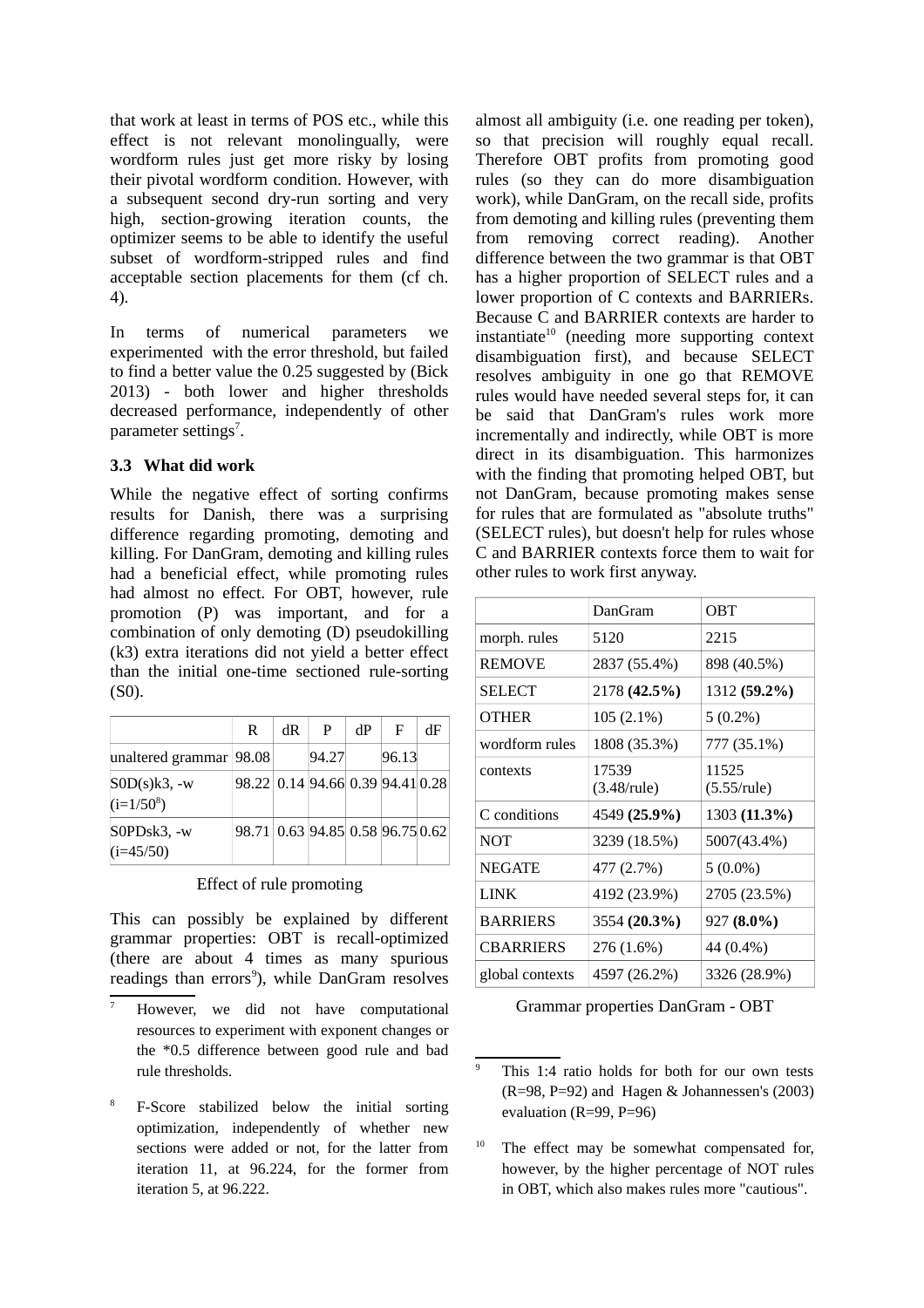that work at least in terms of POS etc., while this effect is not relevant monolingually, were wordform rules just get more risky by losing their pivotal wordform condition. However, with a subsequent second dry-run sorting and very high, section-growing iteration counts, the optimizer seems to be able to identify the useful subset of wordform-stripped rules and find acceptable section placements for them (cf ch. 4).

In terms of numerical parameters we experimented with the error threshold, but failed to find a better value the 0.25 suggested by (Bick 2013) - both lower and higher thresholds decreased performance, independently of other parameter settings[7].

### 3.3 What did work

While the negative effect of sorting confirms results for Danish, there was a surprising difference regarding promoting, demoting and killing. For DanGram, demoting and killing rules had a beneficial effect, while promoting rules had almost no effect. For OBT, however, rule promotion (P) was important, and for a combination of only demoting (D) pseudokilling (k3) extra iterations did not yield a better effect than the initial one-time sectioned rule-sorting (S0).

| | R | dR | P | dP | F | dF |
|---|---|---|---|---|---|---|
| unaltered grammar | 98.08 | | 94.27 | | 96.13 | |
| S0D(s)k3, -w (i=1/50[8]) | 98.22 | 0.14 | 94.66 | 0.39 | 94.41 | 0.28 |
| S0PDsk3, -w (i=45/50) | 98.71 | 0.63 | 94.85 | 0.58 | 96.75 | 0.62 |

Effect of rule promoting

This can possibly be explained by different grammar properties: OBT is recall-optimized (there are about 4 times as many spurious readings than errors[9]), while DanGram resolves almost all ambiguity (i.e. one reading per token), so that precision will roughly equal recall. Therefore OBT profits from promoting good rules (so they can do more disambiguation work), while DanGram, on the recall side, profits from demoting and killing rules (preventing them from removing correct reading). Another difference between the two grammar is that OBT has a higher proportion of SELECT rules and a lower proportion of C contexts and BARRIERs. Because C and BARRIER contexts are harder to instantiate[10] (needing more supporting context disambiguation first), and because SELECT resolves ambiguity in one go that REMOVE rules would have needed several steps for, it can be said that DanGram's rules work more incrementally and indirectly, while OBT is more direct in its disambiguation. This harmonizes with the finding that promoting helped OBT, but not DanGram, because promoting makes sense for rules that are formulated as "absolute truths" (SELECT rules), but doesn't help for rules whose C and BARRIER contexts force them to wait for other rules to work first anyway.

| | DanGram | OBT |
|---|---|---|
| morph. rules | 5120 | 2215 |
| REMOVE | 2837 (55.4%) | 898 (40.5%) |
| SELECT | 2178 **(42.5%)** | 1312 **(59.2%)** |
| OTHER | 105 (2.1%) | 5 (0.2%) |
| wordform rules | 1808 (35.3%) | 777 (35.1%) |
| contexts | 17539 (3.48/rule) | 11525 (5.55/rule) |
| C conditions | 4549 **(25.9%)** | 1303 **(11.3%)** |
| NOT | 3239 (18.5%) | 5007(43.4%) |
| NEGATE | 477 (2.7%) | 5 (0.0%) |
| LINK | 4192 (23.9%) | 2705 (23.5%) |
| BARRIERS | 3554 **(20.3%)** | 927 **(8.0%)** |
| CBARRIERS | 276 (1.6%) | 44 (0.4%) |
| global contexts | 4597 (26.2%) | 3326 (28.9%) |

Grammar properties DanGram - OBT

[7] However, we did not have computational resources to experiment with exponent changes or the *0.5 difference between good rule and bad rule thresholds.

[8] F-Score stabilized below the initial sorting optimization, independently of whether new sections were added or not, for the latter from iteration 11, at 96.224, for the former from iteration 5, at 96.222.

[9] This 1:4 ratio holds for both for our own tests (R=98, P=92) and Hagen & Johannessen's (2003) evaluation (R=99, P=96)

[10] The effect may be somewhat compensated for, however, by the higher percentage of NOT rules in OBT, which also makes rules more "cautious".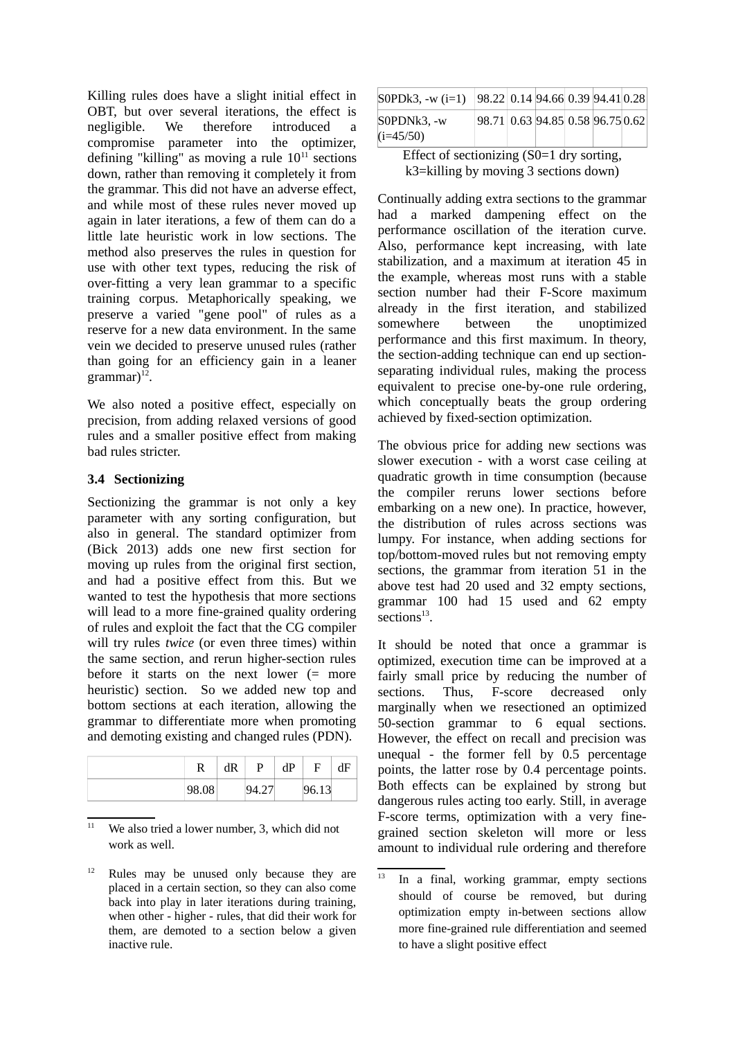Killing rules does have a slight initial effect in OBT, but over several iterations, the effect is negligible. We therefore introduced a compromise parameter into the optimizer, defining "killing" as moving a rule 10[11] sections down, rather than removing it completely from the grammar. This did not have an adverse effect, and while most of these rules never moved up again in later iterations, a few of them can do a little late heuristic work in low sections. The method also preserves the rules in question for use with other text types, reducing the risk of over-fitting a very lean grammar to a specific training corpus. Metaphorically speaking, we preserve a varied "gene pool" of rules as a reserve for a new data environment. In the same vein we decided to preserve unused rules (rather than going for an efficiency gain in a leaner grammar)[12].

We also noted a positive effect, especially on precision, from adding relaxed versions of good rules and a smaller positive effect from making bad rules stricter.

### 3.4 Sectionizing

Sectionizing the grammar is not only a key parameter with any sorting configuration, but also in general. The standard optimizer from (Bick 2013) adds one new first section for moving up rules from the original first section, and had a positive effect from this. But we wanted to test the hypothesis that more sections will lead to a more fine-grained quality ordering of rules and exploit the fact that the CG compiler will try rules *twice* (or even three times) within the same section, and rerun higher-section rules before it starts on the next lower (= more heuristic) section. So we added new top and bottom sections at each iteration, allowing the grammar to differentiate more when promoting and demoting existing and changed rules (PDN).

| | R | dR | P | dP | F | dF |
|---|---|---|---|---|---|---|
| | 98.08 | | 94.27 | | 96.13 | |
| S0PDk3, -w (i=1) | 98.22 | 0.14 | 94.66 | 0.39 | 94.41 | 0.28 |
| S0PDNk3, -w (i=45/50) | 98.71 | 0.63 | 94.85 | 0.58 | 96.75 | 0.62 |

Effect of sectionizing (S0=1 dry sorting, k3=killing by moving 3 sections down)

Continually adding extra sections to the grammar had a marked dampening effect on the performance oscillation of the iteration curve. Also, performance kept increasing, with late stabilization, and a maximum at iteration 45 in the example, whereas most runs with a stable section number had their F-Score maximum already in the first iteration, and stabilized somewhere between the unoptimized performance and this first maximum. In theory, the section-adding technique can end up section-separating individual rules, making the process equivalent to precise one-by-one rule ordering, which conceptually beats the group ordering achieved by fixed-section optimization.

The obvious price for adding new sections was slower execution - with a worst case ceiling at quadratic growth in time consumption (because the compiler reruns lower sections before embarking on a new one). In practice, however, the distribution of rules across sections was lumpy. For instance, when adding sections for top/bottom-moved rules but not removing empty sections, the grammar from iteration 51 in the above test had 20 used and 32 empty sections, grammar 100 had 15 used and 62 empty sections[13].

It should be noted that once a grammar is optimized, execution time can be improved at a fairly small price by reducing the number of sections. Thus, F-score decreased only marginally when we resectioned an optimized 50-section grammar to 6 equal sections. However, the effect on recall and precision was unequal - the former fell by 0.5 percentage points, the latter rose by 0.4 percentage points. Both effects can be explained by strong but dangerous rules acting too early. Still, in average F-score terms, optimization with a very fine-grained section skeleton will more or less amount to individual rule ordering and therefore

[11] We also tried a lower number, 3, which did not work as well.

[12] Rules may be unused only because they are placed in a certain section, so they can also come back into play in later iterations during training, when other - higher - rules, that did their work for them, are demoted to a section below a given inactive rule.

[13] In a final, working grammar, empty sections should of course be removed, but during optimization empty in-between sections allow more fine-grained rule differentiation and seemed to have a slight positive effect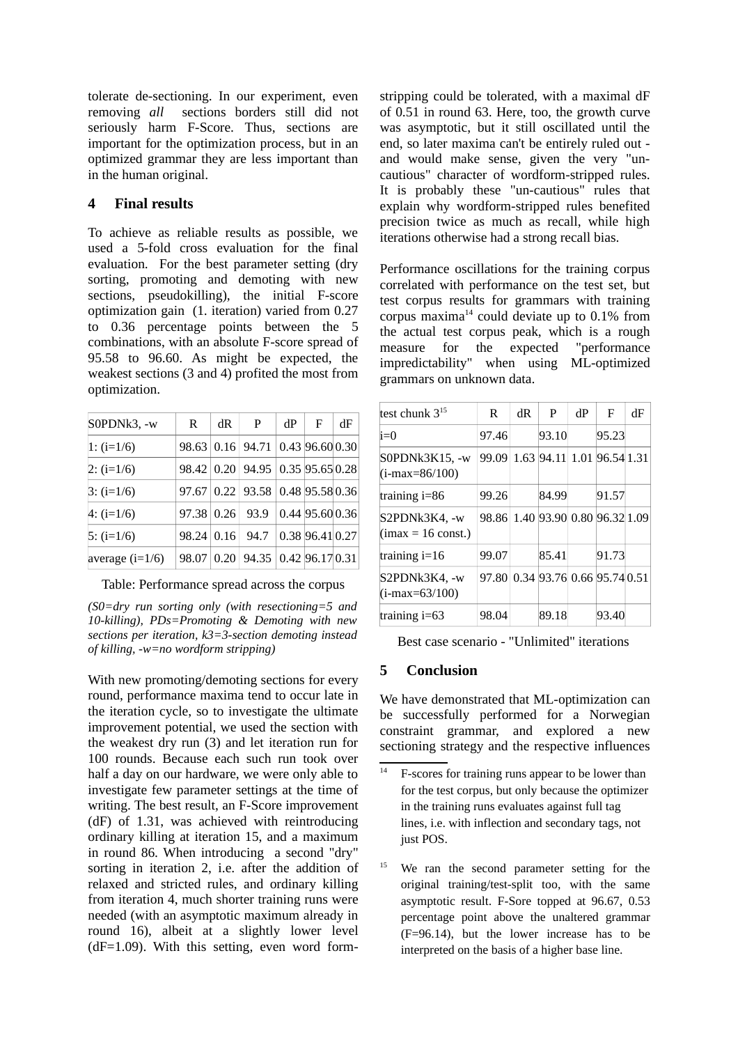tolerate de-sectioning. In our experiment, even removing *all* sections borders still did not seriously harm F-Score. Thus, sections are important for the optimization process, but in an optimized grammar they are less important than in the human original.

## 4 Final results

To achieve as reliable results as possible, we used a 5-fold cross evaluation for the final evaluation. For the best parameter setting (dry sorting, promoting and demoting with new sections, pseudokilling), the initial F-score optimization gain (1. iteration) varied from 0.27 to 0.36 percentage points between the 5 combinations, with an absolute F-score spread of 95.58 to 96.60. As might be expected, the weakest sections (3 and 4) profited the most from optimization.

| S0PDNk3, -w | R | dR | P | dP | F | dF |
|---|---|---|---|---|---|---|
| 1: (i=1/6) | 98.63 | 0.16 | 94.71 | 0.43 | 96.60 | 0.30 |
| 2: (i=1/6) | 98.42 | 0.20 | 94.95 | 0.35 | 95.65 | 0.28 |
| 3: (i=1/6) | 97.67 | 0.22 | 93.58 | 0.48 | 95.58 | 0.36 |
| 4: (i=1/6) | 97.38 | 0.26 | 93.9 | 0.44 | 95.60 | 0.36 |
| 5: (i=1/6) | 98.24 | 0.16 | 94.7 | 0.38 | 96.41 | 0.27 |
| average (i=1/6) | 98.07 | 0.20 | 94.35 | 0.42 | 96.17 | 0.31 |

Table: Performance spread across the corpus

*(S0=dry run sorting only (with resectioning=5 and 10-killing), PDs=Promoting & Demoting with new sections per iteration, k3=3-section demoting instead of killing, -w=no wordform stripping)*

With new promoting/demoting sections for every round, performance maxima tend to occur late in the iteration cycle, so to investigate the ultimate improvement potential, we used the section with the weakest dry run (3) and let iteration run for 100 rounds. Because each such run took over half a day on our hardware, we were only able to investigate few parameter settings at the time of writing. The best result, an F-Score improvement (dF) of 1.31, was achieved with reintroducing ordinary killing at iteration 15, and a maximum in round 86. When introducing a second "dry" sorting in iteration 2, i.e. after the addition of relaxed and stricted rules, and ordinary killing from iteration 4, much shorter training runs were needed (with an asymptotic maximum already in round 16), albeit at a slightly lower level (dF=1.09). With this setting, even word form-stripping could be tolerated, with a maximal dF of 0.51 in round 63. Here, too, the growth curve was asymptotic, but it still oscillated until the end, so later maxima can't be entirely ruled out - and would make sense, given the very "un-cautious" character of wordform-stripped rules. It is probably these "un-cautious" rules that explain why wordform-stripped rules benefited precision twice as much as recall, while high iterations otherwise had a strong recall bias.

Performance oscillations for the training corpus correlated with performance on the test set, but test corpus results for grammars with training corpus maxima[14] could deviate up to 0.1% from the actual test corpus peak, which is a rough measure for the expected "performance impredictability" when using ML-optimized grammars on unknown data.

| test chunk 3[15] | R | dR | P | dP | F | dF |
|---|---|---|---|---|---|---|
| i=0 | 97.46 | | 93.10 | | 95.23 | |
| S0PDNk3K15, -w (i-max=86/100) | 99.09 | 1.63 | 94.11 | 1.01 | 96.54 | 1.31 |
| training i=86 | 99.26 | | 84.99 | | 91.57 | |
| S2PDNk3K4, -w (imax = 16 const.) | 98.86 | 1.40 | 93.90 | 0.80 | 96.32 | 1.09 |
| training i=16 | 99.07 | | 85.41 | | 91.73 | |
| S2PDNk3K4, -w (i-max=63/100) | 97.80 | 0.34 | 93.76 | 0.66 | 95.74 | 0.51 |
| training i=63 | 98.04 | | 89.18 | | 93.40 | |

Best case scenario - "Unlimited" iterations

## 5 Conclusion

We have demonstrated that ML-optimization can be successfully performed for a Norwegian constraint grammar, and explored a new sectioning strategy and the respective influences

[14] F-scores for training runs appear to be lower than for the test corpus, but only because the optimizer in the training runs evaluates against full tag lines, i.e. with inflection and secondary tags, not just POS.

[15] We ran the second parameter setting for the original training/test-split too, with the same asymptotic result. F-Sore topped at 96.67, 0.53 percentage point above the unaltered grammar (F=96.14), but the lower increase has to be interpreted on the basis of a higher base line.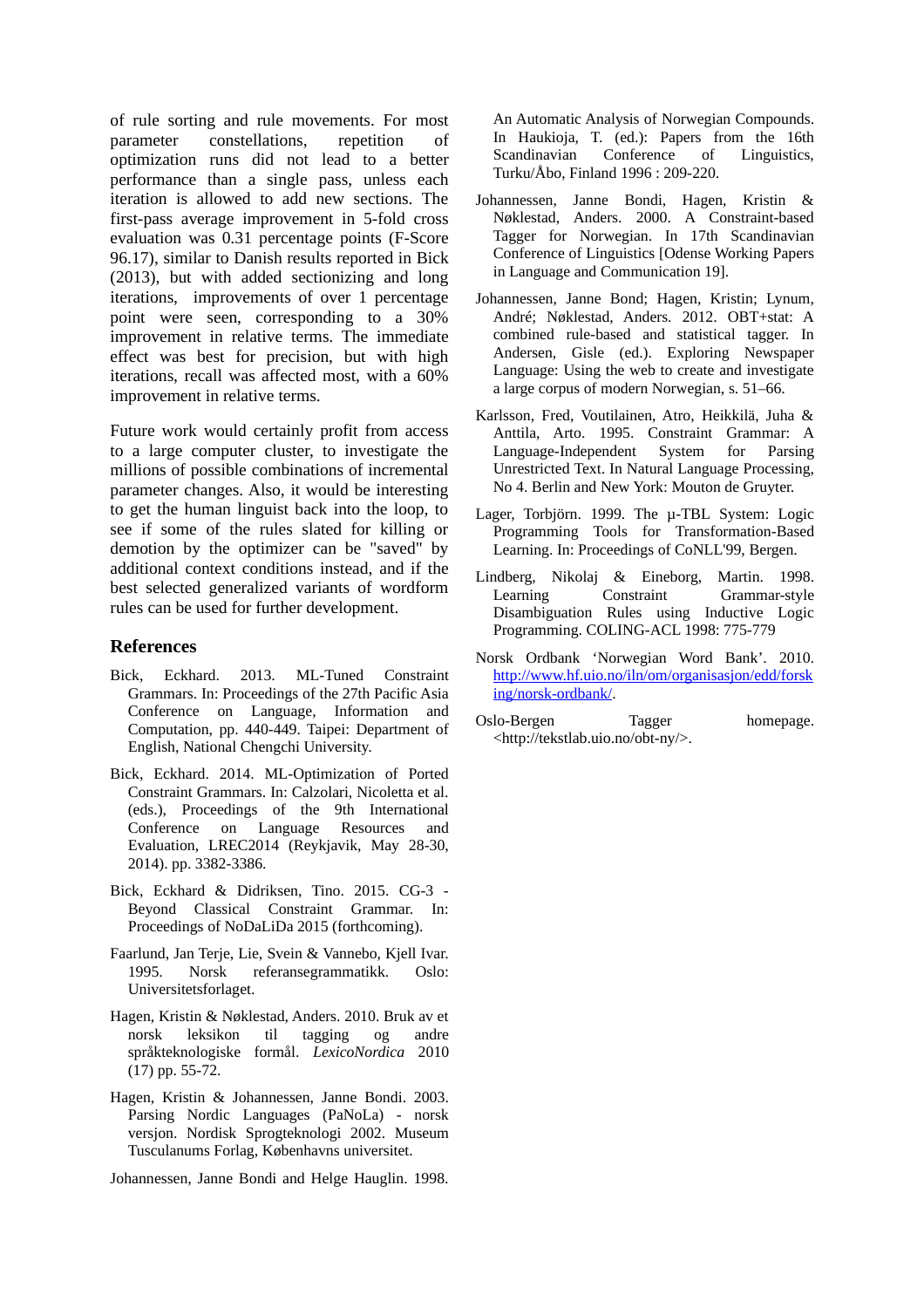of rule sorting and rule movements. For most parameter constellations, repetition of optimization runs did not lead to a better performance than a single pass, unless each iteration is allowed to add new sections. The first-pass average improvement in 5-fold cross evaluation was 0.31 percentage points (F-Score 96.17), similar to Danish results reported in Bick (2013), but with added sectionizing and long iterations, improvements of over 1 percentage point were seen, corresponding to a 30% improvement in relative terms. The immediate effect was best for precision, but with high iterations, recall was affected most, with a 60% improvement in relative terms.

Future work would certainly profit from access to a large computer cluster, to investigate the millions of possible combinations of incremental parameter changes. Also, it would be interesting to get the human linguist back into the loop, to see if some of the rules slated for killing or demotion by the optimizer can be "saved" by additional context conditions instead, and if the best selected generalized variants of wordform rules can be used for further development.

## References

Bick, Eckhard. 2013. ML-Tuned Constraint Grammars. In: Proceedings of the 27th Pacific Asia Conference on Language, Information and Computation, pp. 440-449. Taipei: Department of English, National Chengchi University.

Bick, Eckhard. 2014. ML-Optimization of Ported Constraint Grammars. In: Calzolari, Nicoletta et al. (eds.), Proceedings of the 9th International Conference on Language Resources and Evaluation, LREC2014 (Reykjavik, May 28-30, 2014). pp. 3382-3386.

Bick, Eckhard & Didriksen, Tino. 2015. CG-3 - Beyond Classical Constraint Grammar. In: Proceedings of NoDaLiDa 2015 (forthcoming).

Faarlund, Jan Terje, Lie, Svein & Vannebo, Kjell Ivar. 1995. Norsk referansegrammatikk. Oslo: Universitetsforlaget.

Hagen, Kristin & Nøklestad, Anders. 2010. Bruk av et norsk leksikon til tagging og andre språkteknologiske formål. *LexicoNordica* 2010 (17) pp. 55-72.

Hagen, Kristin & Johannessen, Janne Bondi. 2003. Parsing Nordic Languages (PaNoLa) - norsk versjon. Nordisk Sprogteknologi 2002. Museum Tusculanums Forlag, Københavns universitet.

Johannessen, Janne Bondi and Helge Hauglin. 1998. An Automatic Analysis of Norwegian Compounds. In Haukioja, T. (ed.): Papers from the 16th Scandinavian Conference of Linguistics, Turku/Åbo, Finland 1996 : 209-220.

Johannessen, Janne Bondi, Hagen, Kristin & Nøklestad, Anders. 2000. A Constraint-based Tagger for Norwegian. In 17th Scandinavian Conference of Linguistics [Odense Working Papers in Language and Communication 19].

Johannessen, Janne Bond; Hagen, Kristin; Lynum, André; Nøklestad, Anders. 2012. OBT+stat: A combined rule-based and statistical tagger. In Andersen, Gisle (ed.). Exploring Newspaper Language: Using the web to create and investigate a large corpus of modern Norwegian, s. 51–66.

Karlsson, Fred, Voutilainen, Atro, Heikkilä, Juha & Anttila, Arto. 1995. Constraint Grammar: A Language-Independent System for Parsing Unrestricted Text. In Natural Language Processing, No 4. Berlin and New York: Mouton de Gruyter.

Lager, Torbjörn. 1999. The µ-TBL System: Logic Programming Tools for Transformation-Based Learning. In: Proceedings of CoNLL'99, Bergen.

Lindberg, Nikolaj & Eineborg, Martin. 1998. Learning Constraint Grammar-style Disambiguation Rules using Inductive Logic Programming. COLING-ACL 1998: 775-779

Norsk Ordbank 'Norwegian Word Bank'. 2010. http://www.hf.uio.no/iln/om/organisasjon/edd/forsking/norsk-ordbank/.

Oslo-Bergen Tagger homepage. <http://tekstlab.uio.no/obt-ny/>.